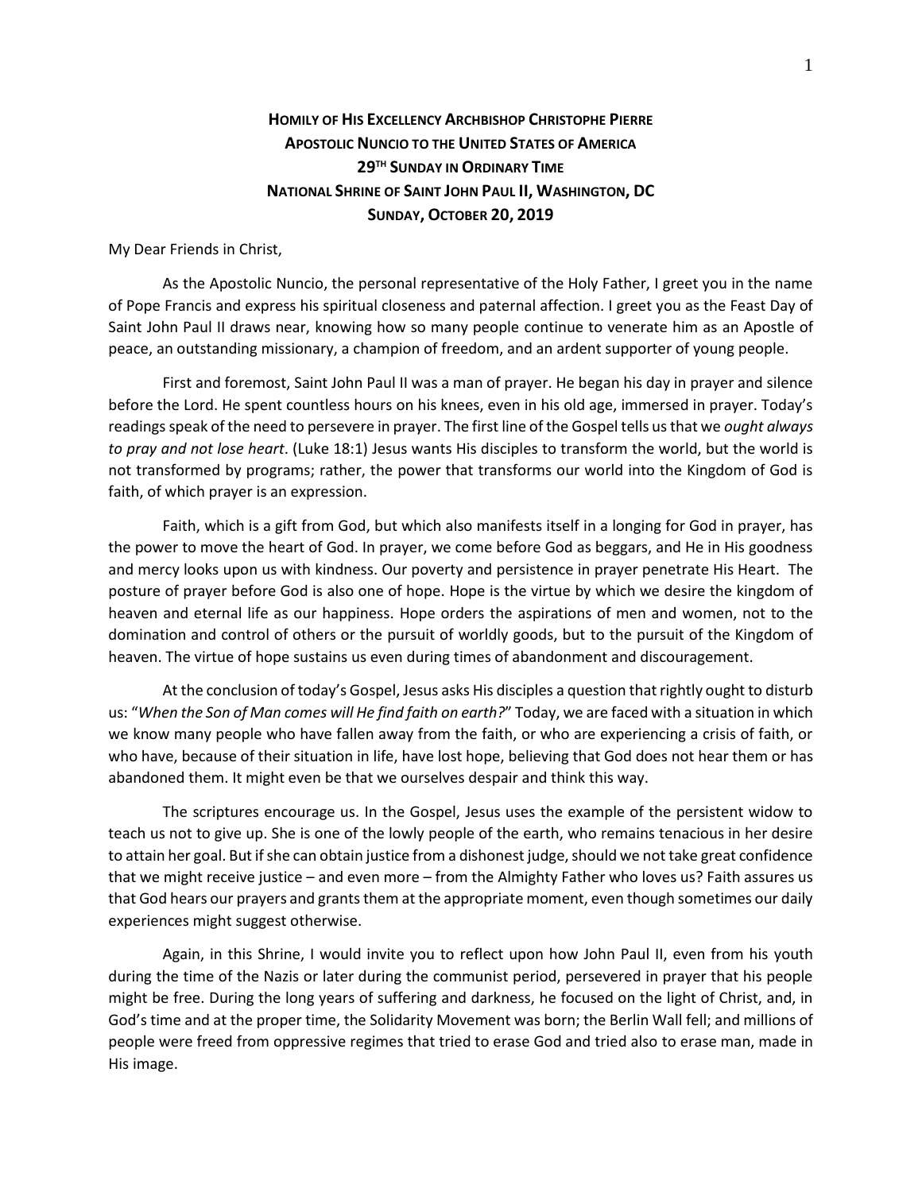# **Homily of His Excellency Archbishop Christophe Pierre**
## **Apostolic Nuncio to the United States of America**
## **29th Sunday in Ordinary Time**
## **National Shrine of Saint John Paul II, Washington, DC**
## **Sunday, October 20, 2019**

My Dear Friends in Christ,

As the Apostolic Nuncio, the personal representative of the Holy Father, I greet you in the name of Pope Francis and express his spiritual closeness and paternal affection. I greet you as the Feast Day of Saint John Paul II draws near, knowing how so many people continue to venerate him as an Apostle of peace, an outstanding missionary, a champion of freedom, and an ardent supporter of young people.

First and foremost, Saint John Paul II was a man of prayer. He began his day in prayer and silence before the Lord. He spent countless hours on his knees, even in his old age, immersed in prayer. Today's readings speak of the need to persevere in prayer. The first line of the Gospel tells us that we *ought always to pray and not lose heart*. (Luke 18:1) Jesus wants His disciples to transform the world, but the world is not transformed by programs; rather, the power that transforms our world into the Kingdom of God is faith, of which prayer is an expression.

Faith, which is a gift from God, but which also manifests itself in a longing for God in prayer, has the power to move the heart of God. In prayer, we come before God as beggars, and He in His goodness and mercy looks upon us with kindness. Our poverty and persistence in prayer penetrate His Heart. The posture of prayer before God is also one of hope. Hope is the virtue by which we desire the kingdom of heaven and eternal life as our happiness. Hope orders the aspirations of men and women, not to the domination and control of others or the pursuit of worldly goods, but to the pursuit of the Kingdom of heaven. The virtue of hope sustains us even during times of abandonment and discouragement.

At the conclusion of today's Gospel, Jesus asks His disciples a question that rightly ought to disturb us: "*When the Son of Man comes will He find faith on earth?*" Today, we are faced with a situation in which we know many people who have fallen away from the faith, or who are experiencing a crisis of faith, or who have, because of their situation in life, have lost hope, believing that God does not hear them or has abandoned them. It might even be that we ourselves despair and think this way.

The scriptures encourage us. In the Gospel, Jesus uses the example of the persistent widow to teach us not to give up. She is one of the lowly people of the earth, who remains tenacious in her desire to attain her goal. But if she can obtain justice from a dishonest judge, should we not take great confidence that we might receive justice – and even more – from the Almighty Father who loves us? Faith assures us that God hears our prayers and grants them at the appropriate moment, even though sometimes our daily experiences might suggest otherwise.

Again, in this Shrine, I would invite you to reflect upon how John Paul II, even from his youth during the time of the Nazis or later during the communist period, persevered in prayer that his people might be free. During the long years of suffering and darkness, he focused on the light of Christ, and, in God's time and at the proper time, the Solidarity Movement was born; the Berlin Wall fell; and millions of people were freed from oppressive regimes that tried to erase God and tried also to erase man, made in His image.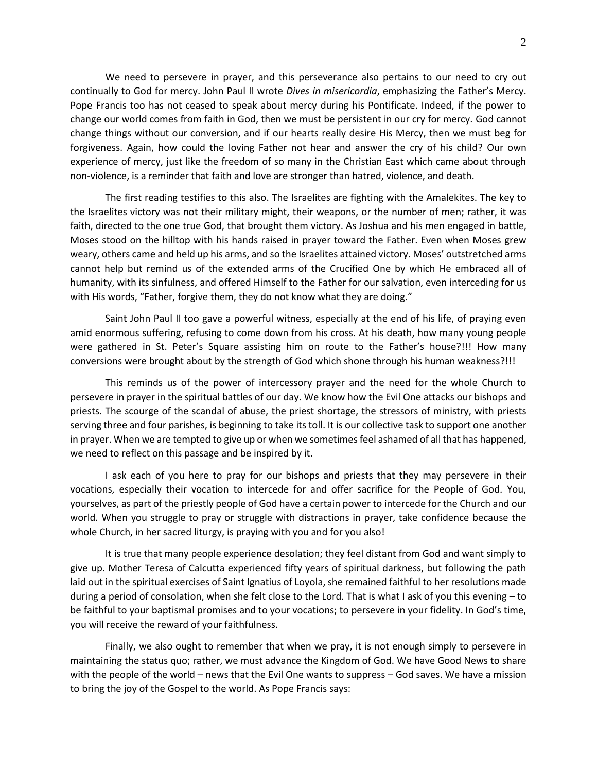We need to persevere in prayer, and this perseverance also pertains to our need to cry out continually to God for mercy. John Paul II wrote *Dives in misericordia*, emphasizing the Father's Mercy. Pope Francis too has not ceased to speak about mercy during his Pontificate. Indeed, if the power to change our world comes from faith in God, then we must be persistent in our cry for mercy. God cannot change things without our conversion, and if our hearts really desire His Mercy, then we must beg for forgiveness. Again, how could the loving Father not hear and answer the cry of his child? Our own experience of mercy, just like the freedom of so many in the Christian East which came about through non-violence, is a reminder that faith and love are stronger than hatred, violence, and death.

The first reading testifies to this also. The Israelites are fighting with the Amalekites. The key to the Israelites victory was not their military might, their weapons, or the number of men; rather, it was faith, directed to the one true God, that brought them victory. As Joshua and his men engaged in battle, Moses stood on the hilltop with his hands raised in prayer toward the Father. Even when Moses grew weary, others came and held up his arms, and so the Israelites attained victory. Moses' outstretched arms cannot help but remind us of the extended arms of the Crucified One by which He embraced all of humanity, with its sinfulness, and offered Himself to the Father for our salvation, even interceding for us with His words, "Father, forgive them, they do not know what they are doing."

Saint John Paul II too gave a powerful witness, especially at the end of his life, of praying even amid enormous suffering, refusing to come down from his cross. At his death, how many young people were gathered in St. Peter's Square assisting him on route to the Father's house?!!! How many conversions were brought about by the strength of God which shone through his human weakness?!!!

This reminds us of the power of intercessory prayer and the need for the whole Church to persevere in prayer in the spiritual battles of our day. We know how the Evil One attacks our bishops and priests. The scourge of the scandal of abuse, the priest shortage, the stressors of ministry, with priests serving three and four parishes, is beginning to take its toll. It is our collective task to support one another in prayer. When we are tempted to give up or when we sometimes feel ashamed of all that has happened, we need to reflect on this passage and be inspired by it.

I ask each of you here to pray for our bishops and priests that they may persevere in their vocations, especially their vocation to intercede for and offer sacrifice for the People of God. You, yourselves, as part of the priestly people of God have a certain power to intercede for the Church and our world. When you struggle to pray or struggle with distractions in prayer, take confidence because the whole Church, in her sacred liturgy, is praying with you and for you also!

It is true that many people experience desolation; they feel distant from God and want simply to give up. Mother Teresa of Calcutta experienced fifty years of spiritual darkness, but following the path laid out in the spiritual exercises of Saint Ignatius of Loyola, she remained faithful to her resolutions made during a period of consolation, when she felt close to the Lord. That is what I ask of you this evening – to be faithful to your baptismal promises and to your vocations; to persevere in your fidelity. In God's time, you will receive the reward of your faithfulness.

Finally, we also ought to remember that when we pray, it is not enough simply to persevere in maintaining the status quo; rather, we must advance the Kingdom of God. We have Good News to share with the people of the world – news that the Evil One wants to suppress – God saves. We have a mission to bring the joy of the Gospel to the world. As Pope Francis says: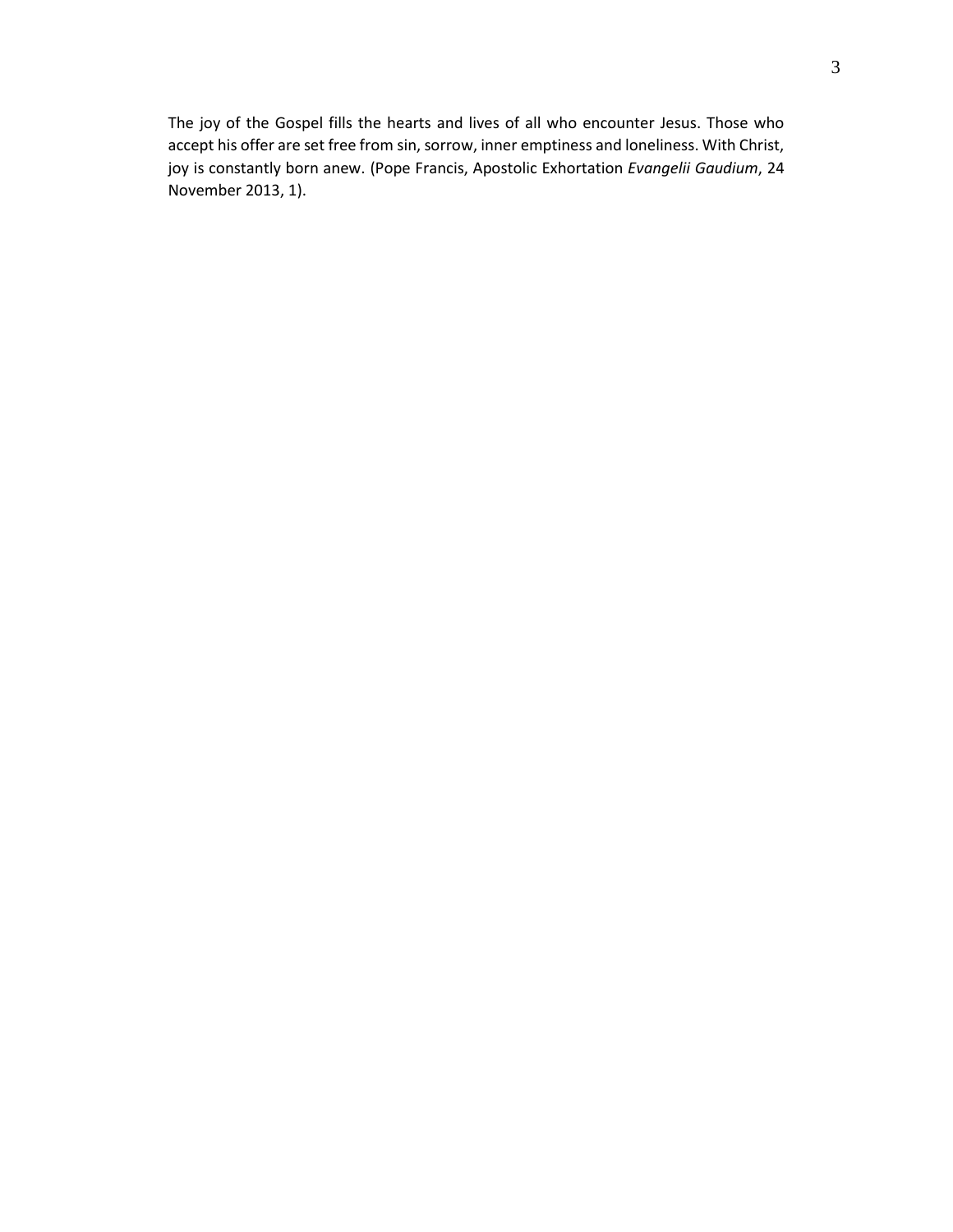The joy of the Gospel fills the hearts and lives of all who encounter Jesus. Those who accept his offer are set free from sin, sorrow, inner emptiness and loneliness. With Christ, joy is constantly born anew. (Pope Francis, Apostolic Exhortation *Evangelii Gaudium*, 24 November 2013, 1).